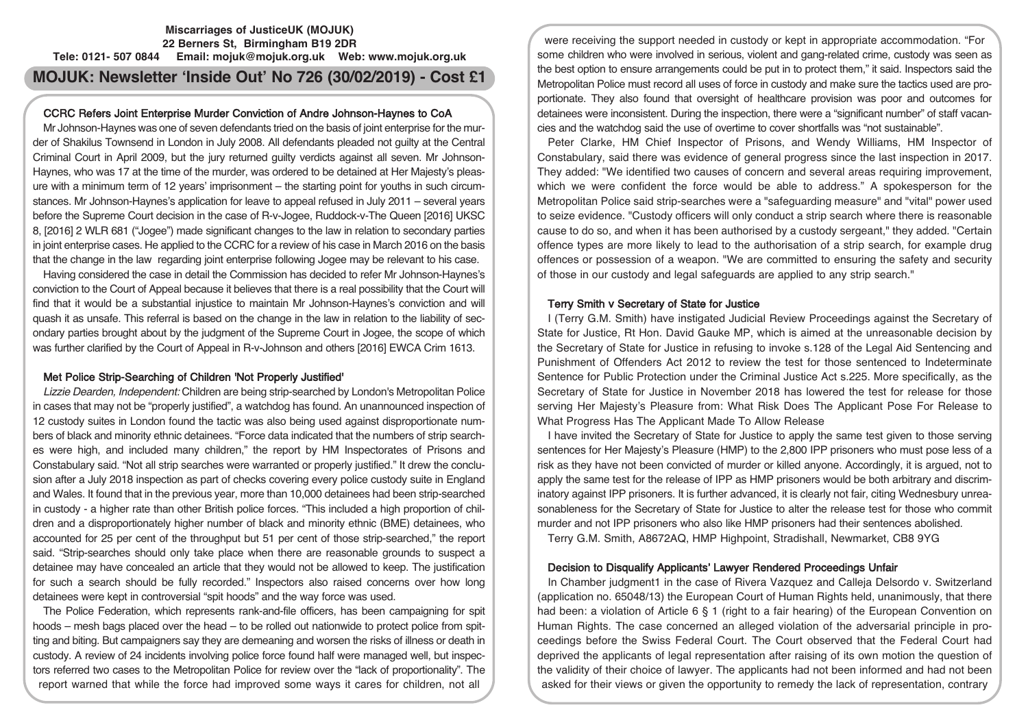**Miscarriages of JusticeUK (MOJUK)**
**22 Berners St, Birmingham B19 2DR**
**Tele: 0121- 507 0844 Email: mojuk@mojuk.org.uk Web: www.mojuk.org.uk**

# MOJUK: Newsletter 'Inside Out' No 726 (30/02/2019) - Cost £1

## CCRC Refers Joint Enterprise Murder Conviction of Andre Johnson-Haynes to CoA

Mr Johnson-Haynes was one of seven defendants tried on the basis of joint enterprise for the murder of Shakilus Townsend in London in July 2008. All defendants pleaded not guilty at the Central Criminal Court in April 2009, but the jury returned guilty verdicts against all seven. Mr Johnson-Haynes, who was 17 at the time of the murder, was ordered to be detained at Her Majesty's pleasure with a minimum term of 12 years' imprisonment – the starting point for youths in such circumstances. Mr Johnson-Haynes's application for leave to appeal refused in July 2011 – several years before the Supreme Court decision in the case of R-v-Jogee, Ruddock-v-The Queen [2016] UKSC 8, [2016] 2 WLR 681 ("Jogee") made significant changes to the law in relation to secondary parties in joint enterprise cases. He applied to the CCRC for a review of his case in March 2016 on the basis that the change in the law regarding joint enterprise following Jogee may be relevant to his case.

Having considered the case in detail the Commission has decided to refer Mr Johnson-Haynes's conviction to the Court of Appeal because it believes that there is a real possibility that the Court will find that it would be a substantial injustice to maintain Mr Johnson-Haynes's conviction and will quash it as unsafe. This referral is based on the change in the law in relation to the liability of secondary parties brought about by the judgment of the Supreme Court in Jogee, the scope of which was further clarified by the Court of Appeal in R-v-Johnson and others [2016] EWCA Crim 1613.

## Met Police Strip-Searching of Children 'Not Properly Justified'

*Lizzie Dearden, Independent:* Children are being strip-searched by London's Metropolitan Police in cases that may not be "properly justified", a watchdog has found. An unannounced inspection of 12 custody suites in London found the tactic was also being used against disproportionate numbers of black and minority ethnic detainees. "Force data indicated that the numbers of strip searches were high, and included many children," the report by HM Inspectorates of Prisons and Constabulary said. "Not all strip searches were warranted or properly justified." It drew the conclusion after a July 2018 inspection as part of checks covering every police custody suite in England and Wales. It found that in the previous year, more than 10,000 detainees had been strip-searched in custody - a higher rate than other British police forces. "This included a high proportion of children and a disproportionately higher number of black and minority ethnic (BME) detainees, who accounted for 25 per cent of the throughput but 51 per cent of those strip-searched," the report said. "Strip-searches should only take place when there are reasonable grounds to suspect a detainee may have concealed an article that they would not be allowed to keep. The justification for such a search should be fully recorded." Inspectors also raised concerns over how long detainees were kept in controversial "spit hoods" and the way force was used.

The Police Federation, which represents rank-and-file officers, has been campaigning for spit hoods – mesh bags placed over the head – to be rolled out nationwide to protect police from spitting and biting. But campaigners say they are demeaning and worsen the risks of illness or death in custody. A review of 24 incidents involving police force found half were managed well, but inspectors referred two cases to the Metropolitan Police for review over the "lack of proportionality". The report warned that while the force had improved some ways it cares for children, not all were receiving the support needed in custody or kept in appropriate accommodation. "For some children who were involved in serious, violent and gang-related crime, custody was seen as the best option to ensure arrangements could be put in to protect them," it said. Inspectors said the Metropolitan Police must record all uses of force in custody and make sure the tactics used are proportionate. They also found that oversight of healthcare provision was poor and outcomes for detainees were inconsistent. During the inspection, there were a "significant number" of staff vacancies and the watchdog said the use of overtime to cover shortfalls was "not sustainable".

Peter Clarke, HM Chief Inspector of Prisons, and Wendy Williams, HM Inspector of Constabulary, said there was evidence of general progress since the last inspection in 2017. They added: "We identified two causes of concern and several areas requiring improvement, which we were confident the force would be able to address." A spokesperson for the Metropolitan Police said strip-searches were a "safeguarding measure" and "vital" power used to seize evidence. "Custody officers will only conduct a strip search where there is reasonable cause to do so, and when it has been authorised by a custody sergeant," they added. "Certain offence types are more likely to lead to the authorisation of a strip search, for example drug offences or possession of a weapon. "We are committed to ensuring the safety and security of those in our custody and legal safeguards are applied to any strip search."

## Terry Smith v Secretary of State for Justice

I (Terry G.M. Smith) have instigated Judicial Review Proceedings against the Secretary of State for Justice, Rt Hon. David Gauke MP, which is aimed at the unreasonable decision by the Secretary of State for Justice in refusing to invoke s.128 of the Legal Aid Sentencing and Punishment of Offenders Act 2012 to review the test for those sentenced to Indeterminate Sentence for Public Protection under the Criminal Justice Act s.225. More specifically, as the Secretary of State for Justice in November 2018 has lowered the test for release for those serving Her Majesty's Pleasure from: What Risk Does The Applicant Pose For Release to What Progress Has The Applicant Made To Allow Release

I have invited the Secretary of State for Justice to apply the same test given to those serving sentences for Her Majesty's Pleasure (HMP) to the 2,800 IPP prisoners who must pose less of a risk as they have not been convicted of murder or killed anyone. Accordingly, it is argued, not to apply the same test for the release of IPP as HMP prisoners would be both arbitrary and discriminatory against IPP prisoners. It is further advanced, it is clearly not fair, citing Wednesbury unreasonableness for the Secretary of State for Justice to alter the release test for those who commit murder and not IPP prisoners who also like HMP prisoners had their sentences abolished.

Terry G.M. Smith, A8672AQ, HMP Highpoint, Stradishall, Newmarket, CB8 9YG

## Decision to Disqualify Applicants' Lawyer Rendered Proceedings Unfair

In Chamber judgment1 in the case of Rivera Vazquez and Calleja Delsordo v. Switzerland (application no. 65048/13) the European Court of Human Rights held, unanimously, that there had been: a violation of Article 6 § 1 (right to a fair hearing) of the European Convention on Human Rights. The case concerned an alleged violation of the adversarial principle in proceedings before the Swiss Federal Court. The Court observed that the Federal Court had deprived the applicants of legal representation after raising of its own motion the question of the validity of their choice of lawyer. The applicants had not been informed and had not been asked for their views or given the opportunity to remedy the lack of representation, contrary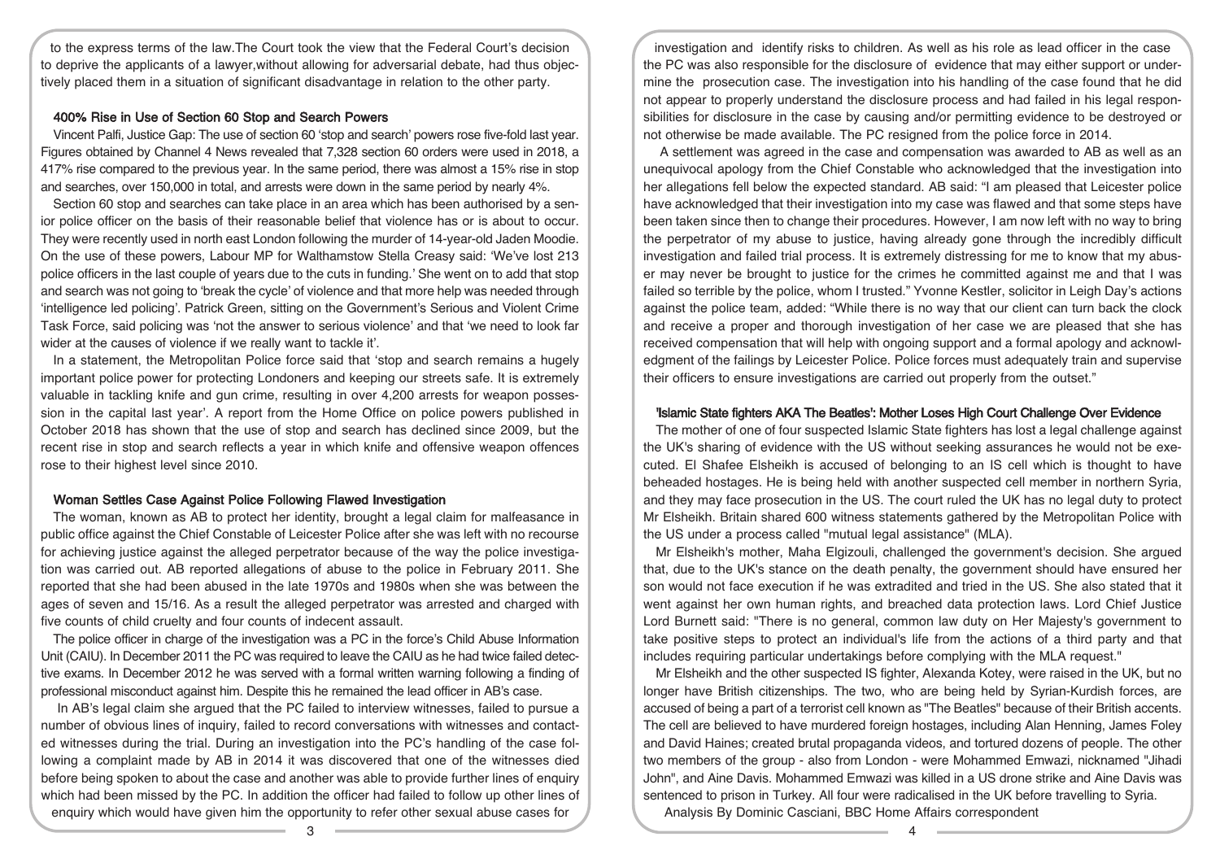to the express terms of the law.The Court took the view that the Federal Court's decision to deprive the applicants of a lawyer,without allowing for adversarial debate, had thus objectively placed them in a situation of significant disadvantage in relation to the other party.

## 400% Rise in Use of Section 60 Stop and Search Powers

Vincent Palfi, Justice Gap: The use of section 60 'stop and search' powers rose five-fold last year. Figures obtained by Channel 4 News revealed that 7,328 section 60 orders were used in 2018, a 417% rise compared to the previous year. In the same period, there was almost a 15% rise in stop and searches, over 150,000 in total, and arrests were down in the same period by nearly 4%.

Section 60 stop and searches can take place in an area which has been authorised by a senior police officer on the basis of their reasonable belief that violence has or is about to occur. They were recently used in north east London following the murder of 14-year-old Jaden Moodie. On the use of these powers, Labour MP for Walthamstow Stella Creasy said: 'We've lost 213 police officers in the last couple of years due to the cuts in funding.' She went on to add that stop and search was not going to 'break the cycle' of violence and that more help was needed through 'intelligence led policing'. Patrick Green, sitting on the Government's Serious and Violent Crime Task Force, said policing was 'not the answer to serious violence' and that 'we need to look far wider at the causes of violence if we really want to tackle it'.

In a statement, the Metropolitan Police force said that 'stop and search remains a hugely important police power for protecting Londoners and keeping our streets safe. It is extremely valuable in tackling knife and gun crime, resulting in over 4,200 arrests for weapon possession in the capital last year'. A report from the Home Office on police powers published in October 2018 has shown that the use of stop and search has declined since 2009, but the recent rise in stop and search reflects a year in which knife and offensive weapon offences rose to their highest level since 2010.

## Woman Settles Case Against Police Following Flawed Investigation

The woman, known as AB to protect her identity, brought a legal claim for malfeasance in public office against the Chief Constable of Leicester Police after she was left with no recourse for achieving justice against the alleged perpetrator because of the way the police investigation was carried out. AB reported allegations of abuse to the police in February 2011. She reported that she had been abused in the late 1970s and 1980s when she was between the ages of seven and 15/16. As a result the alleged perpetrator was arrested and charged with five counts of child cruelty and four counts of indecent assault.

The police officer in charge of the investigation was a PC in the force's Child Abuse Information Unit (CAIU). In December 2011 the PC was required to leave the CAIU as he had twice failed detective exams. In December 2012 he was served with a formal written warning following a finding of professional misconduct against him. Despite this he remained the lead officer in AB's case.

In AB's legal claim she argued that the PC failed to interview witnesses, failed to pursue a number of obvious lines of inquiry, failed to record conversations with witnesses and contacted witnesses during the trial. During an investigation into the PC's handling of the case following a complaint made by AB in 2014 it was discovered that one of the witnesses died before being spoken to about the case and another was able to provide further lines of enquiry which had been missed by the PC. In addition the officer had failed to follow up other lines of enquiry which would have given him the opportunity to refer other sexual abuse cases for investigation and identify risks to children. As well as his role as lead officer in the case the PC was also responsible for the disclosure of evidence that may either support or undermine the prosecution case. The investigation into his handling of the case found that he did not appear to properly understand the disclosure process and had failed in his legal responsibilities for disclosure in the case by causing and/or permitting evidence to be destroyed or not otherwise be made available. The PC resigned from the police force in 2014.

A settlement was agreed in the case and compensation was awarded to AB as well as an unequivocal apology from the Chief Constable who acknowledged that the investigation into her allegations fell below the expected standard. AB said: "I am pleased that Leicester police have acknowledged that their investigation into my case was flawed and that some steps have been taken since then to change their procedures. However, I am now left with no way to bring the perpetrator of my abuse to justice, having already gone through the incredibly difficult investigation and failed trial process. It is extremely distressing for me to know that my abuser may never be brought to justice for the crimes he committed against me and that I was failed so terrible by the police, whom I trusted." Yvonne Kestler, solicitor in Leigh Day's actions against the police team, added: "While there is no way that our client can turn back the clock and receive a proper and thorough investigation of her case we are pleased that she has received compensation that will help with ongoing support and a formal apology and acknowledgment of the failings by Leicester Police. Police forces must adequately train and supervise their officers to ensure investigations are carried out properly from the outset."

## 'Islamic State fighters AKA The Beatles': Mother Loses High Court Challenge Over Evidence

The mother of one of four suspected Islamic State fighters has lost a legal challenge against the UK's sharing of evidence with the US without seeking assurances he would not be executed. El Shafee Elsheikh is accused of belonging to an IS cell which is thought to have beheaded hostages. He is being held with another suspected cell member in northern Syria, and they may face prosecution in the US. The court ruled the UK has no legal duty to protect Mr Elsheikh. Britain shared 600 witness statements gathered by the Metropolitan Police with the US under a process called "mutual legal assistance" (MLA).

Mr Elsheikh's mother, Maha Elgizouli, challenged the government's decision. She argued that, due to the UK's stance on the death penalty, the government should have ensured her son would not face execution if he was extradited and tried in the US. She also stated that it went against her own human rights, and breached data protection laws. Lord Chief Justice Lord Burnett said: "There is no general, common law duty on Her Majesty's government to take positive steps to protect an individual's life from the actions of a third party and that includes requiring particular undertakings before complying with the MLA request."

Mr Elsheikh and the other suspected IS fighter, Alexanda Kotey, were raised in the UK, but no longer have British citizenships. The two, who are being held by Syrian-Kurdish forces, are accused of being a part of a terrorist cell known as "The Beatles" because of their British accents. The cell are believed to have murdered foreign hostages, including Alan Henning, James Foley and David Haines; created brutal propaganda videos, and tortured dozens of people. The other two members of the group - also from London - were Mohammed Emwazi, nicknamed "Jihadi John", and Aine Davis. Mohammed Emwazi was killed in a US drone strike and Aine Davis was sentenced to prison in Turkey. All four were radicalised in the UK before travelling to Syria.

Analysis By Dominic Casciani, BBC Home Affairs correspondent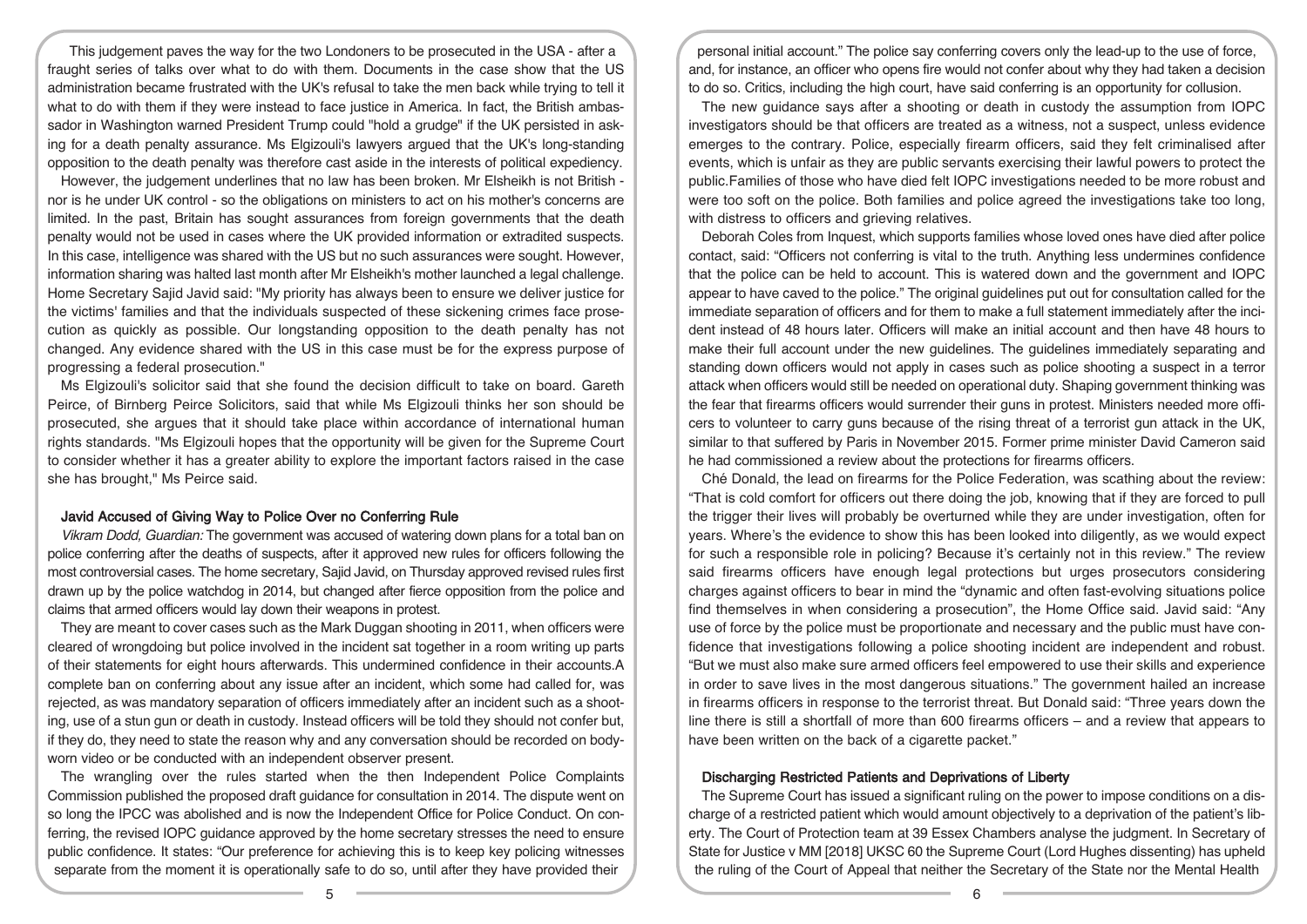This judgement paves the way for the two Londoners to be prosecuted in the USA - after a fraught series of talks over what to do with them. Documents in the case show that the US administration became frustrated with the UK's refusal to take the men back while trying to tell it what to do with them if they were instead to face justice in America. In fact, the British ambassador in Washington warned President Trump could "hold a grudge" if the UK persisted in asking for a death penalty assurance. Ms Elgizouli's lawyers argued that the UK's long-standing opposition to the death penalty was therefore cast aside in the interests of political expediency.

However, the judgement underlines that no law has been broken. Mr Elsheikh is not British - nor is he under UK control - so the obligations on ministers to act on his mother's concerns are limited. In the past, Britain has sought assurances from foreign governments that the death penalty would not be used in cases where the UK provided information or extradited suspects. In this case, intelligence was shared with the US but no such assurances were sought. However, information sharing was halted last month after Mr Elsheikh's mother launched a legal challenge. Home Secretary Sajid Javid said: "My priority has always been to ensure we deliver justice for the victims' families and that the individuals suspected of these sickening crimes face prosecution as quickly as possible. Our longstanding opposition to the death penalty has not changed. Any evidence shared with the US in this case must be for the express purpose of progressing a federal prosecution."

Ms Elgizouli's solicitor said that she found the decision difficult to take on board. Gareth Peirce, of Birnberg Peirce Solicitors, said that while Ms Elgizouli thinks her son should be prosecuted, she argues that it should take place within accordance of international human rights standards. "Ms Elgizouli hopes that the opportunity will be given for the Supreme Court to consider whether it has a greater ability to explore the important factors raised in the case she has brought," Ms Peirce said.

## Javid Accused of Giving Way to Police Over no Conferring Rule

*Vikram Dodd, Guardian:* The government was accused of watering down plans for a total ban on police conferring after the deaths of suspects, after it approved new rules for officers following the most controversial cases. The home secretary, Sajid Javid, on Thursday approved revised rules first drawn up by the police watchdog in 2014, but changed after fierce opposition from the police and claims that armed officers would lay down their weapons in protest.

They are meant to cover cases such as the Mark Duggan shooting in 2011, when officers were cleared of wrongdoing but police involved in the incident sat together in a room writing up parts of their statements for eight hours afterwards. This undermined confidence in their accounts.A complete ban on conferring about any issue after an incident, which some had called for, was rejected, as was mandatory separation of officers immediately after an incident such as a shooting, use of a stun gun or death in custody. Instead officers will be told they should not confer but, if they do, they need to state the reason why and any conversation should be recorded on body-worn video or be conducted with an independent observer present.

The wrangling over the rules started when the then Independent Police Complaints Commission published the proposed draft guidance for consultation in 2014. The dispute went on so long the IPCC was abolished and is now the Independent Office for Police Conduct. On conferring, the revised IOPC guidance approved by the home secretary stresses the need to ensure public confidence. It states: "Our preference for achieving this is to keep key policing witnesses separate from the moment it is operationally safe to do so, until after they have provided their personal initial account." The police say conferring covers only the lead-up to the use of force, and, for instance, an officer who opens fire would not confer about why they had taken a decision to do so. Critics, including the high court, have said conferring is an opportunity for collusion.

The new guidance says after a shooting or death in custody the assumption from IOPC investigators should be that officers are treated as a witness, not a suspect, unless evidence emerges to the contrary. Police, especially firearm officers, said they felt criminalised after events, which is unfair as they are public servants exercising their lawful powers to protect the public.Families of those who have died felt IOPC investigations needed to be more robust and were too soft on the police. Both families and police agreed the investigations take too long, with distress to officers and grieving relatives.

Deborah Coles from Inquest, which supports families whose loved ones have died after police contact, said: "Officers not conferring is vital to the truth. Anything less undermines confidence that the police can be held to account. This is watered down and the government and IOPC appear to have caved to the police." The original guidelines put out for consultation called for the immediate separation of officers and for them to make a full statement immediately after the incident instead of 48 hours later. Officers will make an initial account and then have 48 hours to make their full account under the new guidelines. The guidelines immediately separating and standing down officers would not apply in cases such as police shooting a suspect in a terror attack when officers would still be needed on operational duty. Shaping government thinking was the fear that firearms officers would surrender their guns in protest. Ministers needed more officers to volunteer to carry guns because of the rising threat of a terrorist gun attack in the UK, similar to that suffered by Paris in November 2015. Former prime minister David Cameron said he had commissioned a review about the protections for firearms officers.

Ché Donald, the lead on firearms for the Police Federation, was scathing about the review: "That is cold comfort for officers out there doing the job, knowing that if they are forced to pull the trigger their lives will probably be overturned while they are under investigation, often for years. Where's the evidence to show this has been looked into diligently, as we would expect for such a responsible role in policing? Because it's certainly not in this review." The review said firearms officers have enough legal protections but urges prosecutors considering charges against officers to bear in mind the "dynamic and often fast-evolving situations police find themselves in when considering a prosecution", the Home Office said. Javid said: "Any use of force by the police must be proportionate and necessary and the public must have confidence that investigations following a police shooting incident are independent and robust. "But we must also make sure armed officers feel empowered to use their skills and experience in order to save lives in the most dangerous situations." The government hailed an increase in firearms officers in response to the terrorist threat. But Donald said: "Three years down the line there is still a shortfall of more than 600 firearms officers – and a review that appears to have been written on the back of a cigarette packet."

## Discharging Restricted Patients and Deprivations of Liberty

The Supreme Court has issued a significant ruling on the power to impose conditions on a discharge of a restricted patient which would amount objectively to a deprivation of the patient's liberty. The Court of Protection team at 39 Essex Chambers analyse the judgment. In Secretary of State for Justice v MM [2018] UKSC 60 the Supreme Court (Lord Hughes dissenting) has upheld the ruling of the Court of Appeal that neither the Secretary of the State nor the Mental Health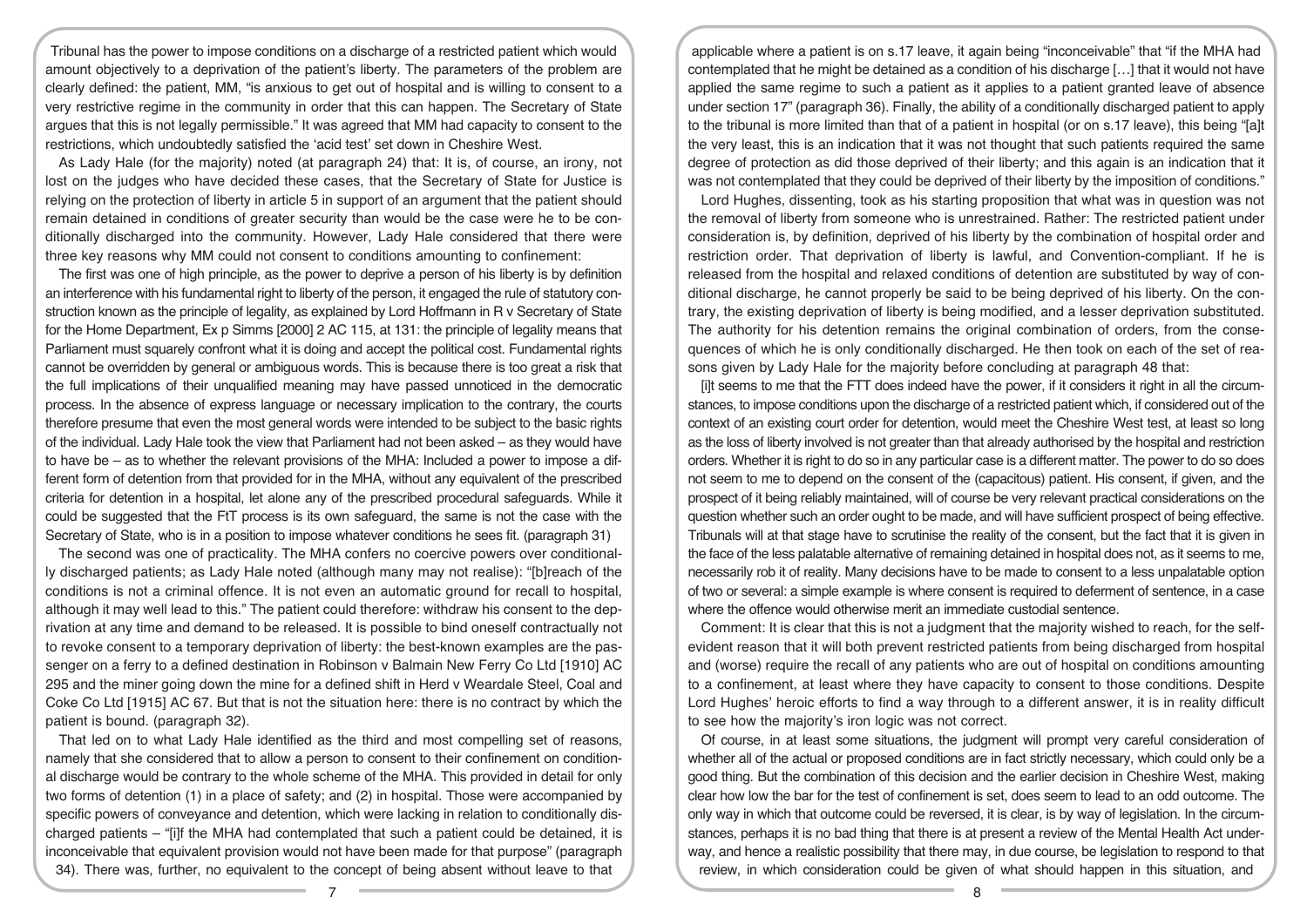Tribunal has the power to impose conditions on a discharge of a restricted patient which would amount objectively to a deprivation of the patient's liberty. The parameters of the problem are clearly defined: the patient, MM, "is anxious to get out of hospital and is willing to consent to a very restrictive regime in the community in order that this can happen. The Secretary of State argues that this is not legally permissible." It was agreed that MM had capacity to consent to the restrictions, which undoubtedly satisfied the 'acid test' set down in Cheshire West.

As Lady Hale (for the majority) noted (at paragraph 24) that: It is, of course, an irony, not lost on the judges who have decided these cases, that the Secretary of State for Justice is relying on the protection of liberty in article 5 in support of an argument that the patient should remain detained in conditions of greater security than would be the case were he to be conditionally discharged into the community. However, Lady Hale considered that there were three key reasons why MM could not consent to conditions amounting to confinement:

The first was one of high principle, as the power to deprive a person of his liberty is by definition an interference with his fundamental right to liberty of the person, it engaged the rule of statutory construction known as the principle of legality, as explained by Lord Hoffmann in R v Secretary of State for the Home Department, Ex p Simms [2000] 2 AC 115, at 131: the principle of legality means that Parliament must squarely confront what it is doing and accept the political cost. Fundamental rights cannot be overridden by general or ambiguous words. This is because there is too great a risk that the full implications of their unqualified meaning may have passed unnoticed in the democratic process. In the absence of express language or necessary implication to the contrary, the courts therefore presume that even the most general words were intended to be subject to the basic rights of the individual. Lady Hale took the view that Parliament had not been asked – as they would have to have be – as to whether the relevant provisions of the MHA: Included a power to impose a different form of detention from that provided for in the MHA, without any equivalent of the prescribed criteria for detention in a hospital, let alone any of the prescribed procedural safeguards. While it could be suggested that the FtT process is its own safeguard, the same is not the case with the Secretary of State, who is in a position to impose whatever conditions he sees fit. (paragraph 31)

The second was one of practicality. The MHA confers no coercive powers over conditionally discharged patients; as Lady Hale noted (although many may not realise): "[b]reach of the conditions is not a criminal offence. It is not even an automatic ground for recall to hospital, although it may well lead to this." The patient could therefore: withdraw his consent to the deprivation at any time and demand to be released. It is possible to bind oneself contractually not to revoke consent to a temporary deprivation of liberty: the best-known examples are the passenger on a ferry to a defined destination in Robinson v Balmain New Ferry Co Ltd [1910] AC 295 and the miner going down the mine for a defined shift in Herd v Weardale Steel, Coal and Coke Co Ltd [1915] AC 67. But that is not the situation here: there is no contract by which the patient is bound. (paragraph 32).

That led on to what Lady Hale identified as the third and most compelling set of reasons, namely that she considered that to allow a person to consent to their confinement on conditional discharge would be contrary to the whole scheme of the MHA. This provided in detail for only two forms of detention (1) in a place of safety; and (2) in hospital. Those were accompanied by specific powers of conveyance and detention, which were lacking in relation to conditionally discharged patients – "[i]f the MHA had contemplated that such a patient could be detained, it is inconceivable that equivalent provision would not have been made for that purpose" (paragraph 34). There was, further, no equivalent to the concept of being absent without leave to that applicable where a patient is on s.17 leave, it again being "inconceivable" that "if the MHA had contemplated that he might be detained as a condition of his discharge […] that it would not have applied the same regime to such a patient as it applies to a patient granted leave of absence under section 17" (paragraph 36). Finally, the ability of a conditionally discharged patient to apply to the tribunal is more limited than that of a patient in hospital (or on s.17 leave), this being "[a]t the very least, this is an indication that it was not thought that such patients required the same degree of protection as did those deprived of their liberty; and this again is an indication that it was not contemplated that they could be deprived of their liberty by the imposition of conditions."

Lord Hughes, dissenting, took as his starting proposition that what was in question was not the removal of liberty from someone who is unrestrained. Rather: The restricted patient under consideration is, by definition, deprived of his liberty by the combination of hospital order and restriction order. That deprivation of liberty is lawful, and Convention-compliant. If he is released from the hospital and relaxed conditions of detention are substituted by way of conditional discharge, he cannot properly be said to be being deprived of his liberty. On the contrary, the existing deprivation of liberty is being modified, and a lesser deprivation substituted. The authority for his detention remains the original combination of orders, from the consequences of which he is only conditionally discharged. He then took on each of the set of reasons given by Lady Hale for the majority before concluding at paragraph 48 that:

[i]t seems to me that the FTT does indeed have the power, if it considers it right in all the circumstances, to impose conditions upon the discharge of a restricted patient which, if considered out of the context of an existing court order for detention, would meet the Cheshire West test, at least so long as the loss of liberty involved is not greater than that already authorised by the hospital and restriction orders. Whether it is right to do so in any particular case is a different matter. The power to do so does not seem to me to depend on the consent of the (capacitous) patient. His consent, if given, and the prospect of it being reliably maintained, will of course be very relevant practical considerations on the question whether such an order ought to be made, and will have sufficient prospect of being effective. Tribunals will at that stage have to scrutinise the reality of the consent, but the fact that it is given in the face of the less palatable alternative of remaining detained in hospital does not, as it seems to me, necessarily rob it of reality. Many decisions have to be made to consent to a less unpalatable option of two or several: a simple example is where consent is required to deferment of sentence, in a case where the offence would otherwise merit an immediate custodial sentence.

Comment: It is clear that this is not a judgment that the majority wished to reach, for the self-evident reason that it will both prevent restricted patients from being discharged from hospital and (worse) require the recall of any patients who are out of hospital on conditions amounting to a confinement, at least where they have capacity to consent to those conditions. Despite Lord Hughes' heroic efforts to find a way through to a different answer, it is in reality difficult to see how the majority's iron logic was not correct.

Of course, in at least some situations, the judgment will prompt very careful consideration of whether all of the actual or proposed conditions are in fact strictly necessary, which could only be a good thing. But the combination of this decision and the earlier decision in Cheshire West, making clear how low the bar for the test of confinement is set, does seem to lead to an odd outcome. The only way in which that outcome could be reversed, it is clear, is by way of legislation. In the circumstances, perhaps it is no bad thing that there is at present a review of the Mental Health Act underway, and hence a realistic possibility that there may, in due course, be legislation to respond to that review, in which consideration could be given of what should happen in this situation, and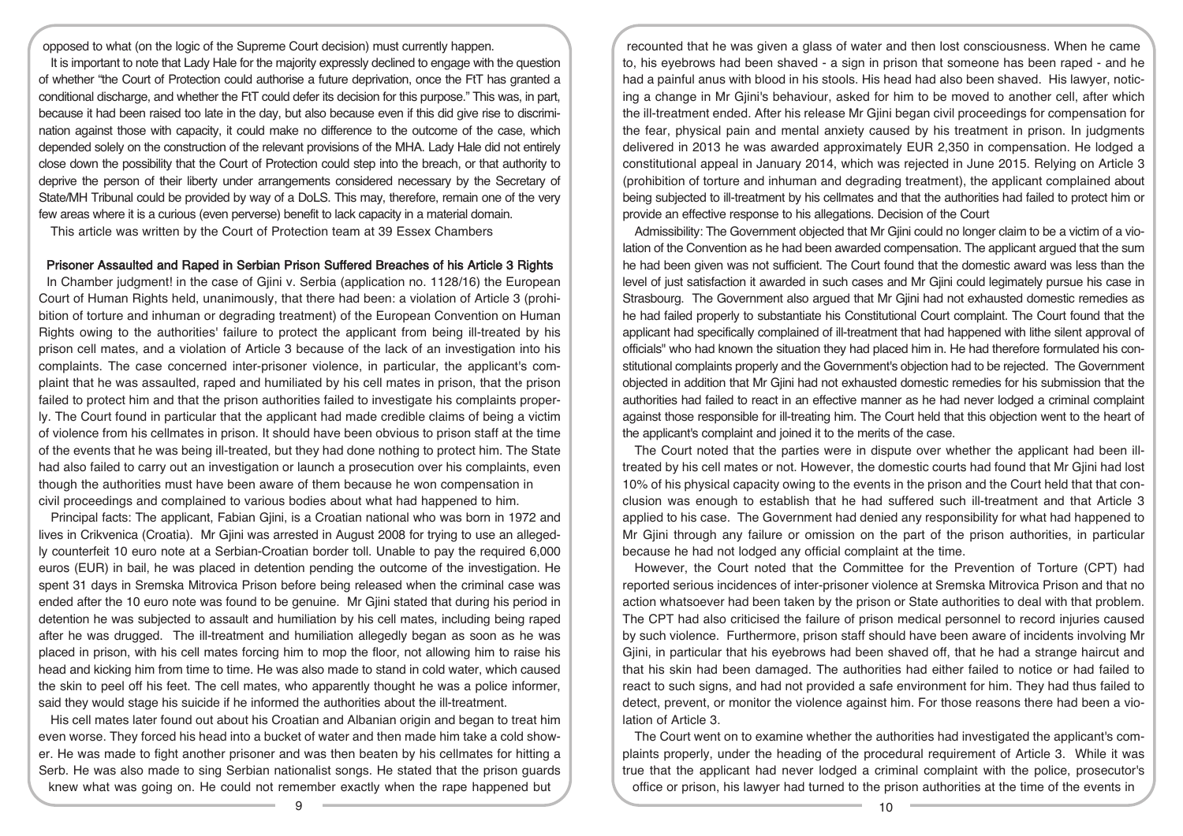opposed to what (on the logic of the Supreme Court decision) must currently happen.

It is important to note that Lady Hale for the majority expressly declined to engage with the question of whether "the Court of Protection could authorise a future deprivation, once the FtT has granted a conditional discharge, and whether the FtT could defer its decision for this purpose." This was, in part, because it had been raised too late in the day, but also because even if this did give rise to discrimination against those with capacity, it could make no difference to the outcome of the case, which depended solely on the construction of the relevant provisions of the MHA. Lady Hale did not entirely close down the possibility that the Court of Protection could step into the breach, or that authority to deprive the person of their liberty under arrangements considered necessary by the Secretary of State/MH Tribunal could be provided by way of a DoLS. This may, therefore, remain one of the very few areas where it is a curious (even perverse) benefit to lack capacity in a material domain.

This article was written by the Court of Protection team at 39 Essex Chambers

## Prisoner Assaulted and Raped in Serbian Prison Suffered Breaches of his Article 3 Rights

In Chamber judgment! in the case of Gjini v. Serbia (application no. 1128/16) the European Court of Human Rights held, unanimously, that there had been: a violation of Article 3 (prohibition of torture and inhuman or degrading treatment) of the European Convention on Human Rights owing to the authorities' failure to protect the applicant from being ill-treated by his prison cell mates, and a violation of Article 3 because of the lack of an investigation into his complaints. The case concerned inter-prisoner violence, in particular, the applicant's complaint that he was assaulted, raped and humiliated by his cell mates in prison, that the prison failed to protect him and that the prison authorities failed to investigate his complaints properly. The Court found in particular that the applicant had made credible claims of being a victim of violence from his cellmates in prison. It should have been obvious to prison staff at the time of the events that he was being ill-treated, but they had done nothing to protect him. The State had also failed to carry out an investigation or launch a prosecution over his complaints, even though the authorities must have been aware of them because he won compensation in civil proceedings and complained to various bodies about what had happened to him.

Principal facts: The applicant, Fabian Gjini, is a Croatian national who was born in 1972 and lives in Crikvenica (Croatia). Mr Gjini was arrested in August 2008 for trying to use an allegedly counterfeit 10 euro note at a Serbian-Croatian border toll. Unable to pay the required 6,000 euros (EUR) in bail, he was placed in detention pending the outcome of the investigation. He spent 31 days in Sremska Mitrovica Prison before being released when the criminal case was ended after the 10 euro note was found to be genuine. Mr Gjini stated that during his period in detention he was subjected to assault and humiliation by his cell mates, including being raped after he was drugged. The ill-treatment and humiliation allegedly began as soon as he was placed in prison, with his cell mates forcing him to mop the floor, not allowing him to raise his head and kicking him from time to time. He was also made to stand in cold water, which caused the skin to peel off his feet. The cell mates, who apparently thought he was a police informer, said they would stage his suicide if he informed the authorities about the ill-treatment.

His cell mates later found out about his Croatian and Albanian origin and began to treat him even worse. They forced his head into a bucket of water and then made him take a cold shower. He was made to fight another prisoner and was then beaten by his cellmates for hitting a Serb. He was also made to sing Serbian nationalist songs. He stated that the prison guards knew what was going on. He could not remember exactly when the rape happened but recounted that he was given a glass of water and then lost consciousness. When he came to, his eyebrows had been shaved - a sign in prison that someone has been raped - and he had a painful anus with blood in his stools. His head had also been shaved. His lawyer, noticing a change in Mr Gjini's behaviour, asked for him to be moved to another cell, after which the ill-treatment ended. After his release Mr Gjini began civil proceedings for compensation for the fear, physical pain and mental anxiety caused by his treatment in prison. In judgments delivered in 2013 he was awarded approximately EUR 2,350 in compensation. He lodged a constitutional appeal in January 2014, which was rejected in June 2015. Relying on Article 3 (prohibition of torture and inhuman and degrading treatment), the applicant complained about being subjected to ill-treatment by his cellmates and that the authorities had failed to protect him or provide an effective response to his allegations. Decision of the Court

Admissibility: The Government objected that Mr Gjini could no longer claim to be a victim of a violation of the Convention as he had been awarded compensation. The applicant argued that the sum he had been given was not sufficient. The Court found that the domestic award was less than the level of just satisfaction it awarded in such cases and Mr Gjini could legimately pursue his case in Strasbourg. The Government also argued that Mr Gjini had not exhausted domestic remedies as he had failed properly to substantiate his Constitutional Court complaint. The Court found that the applicant had specifically complained of ill-treatment that had happened with lithe silent approval of officials" who had known the situation they had placed him in. He had therefore formulated his constitutional complaints properly and the Government's objection had to be rejected. The Government objected in addition that Mr Gjini had not exhausted domestic remedies for his submission that the authorities had failed to react in an effective manner as he had never lodged a criminal complaint against those responsible for ill-treating him. The Court held that this objection went to the heart of the applicant's complaint and joined it to the merits of the case.

The Court noted that the parties were in dispute over whether the applicant had been ill-treated by his cell mates or not. However, the domestic courts had found that Mr Gjini had lost 10% of his physical capacity owing to the events in the prison and the Court held that that conclusion was enough to establish that he had suffered such ill-treatment and that Article 3 applied to his case. The Government had denied any responsibility for what had happened to Mr Gjini through any failure or omission on the part of the prison authorities, in particular because he had not lodged any official complaint at the time.

However, the Court noted that the Committee for the Prevention of Torture (CPT) had reported serious incidences of inter-prisoner violence at Sremska Mitrovica Prison and that no action whatsoever had been taken by the prison or State authorities to deal with that problem. The CPT had also criticised the failure of prison medical personnel to record injuries caused by such violence. Furthermore, prison staff should have been aware of incidents involving Mr Gjini, in particular that his eyebrows had been shaved off, that he had a strange haircut and that his skin had been damaged. The authorities had either failed to notice or had failed to react to such signs, and had not provided a safe environment for him. They had thus failed to detect, prevent, or monitor the violence against him. For those reasons there had been a violation of Article 3.

The Court went on to examine whether the authorities had investigated the applicant's complaints properly, under the heading of the procedural requirement of Article 3. While it was true that the applicant had never lodged a criminal complaint with the police, prosecutor's office or prison, his lawyer had turned to the prison authorities at the time of the events in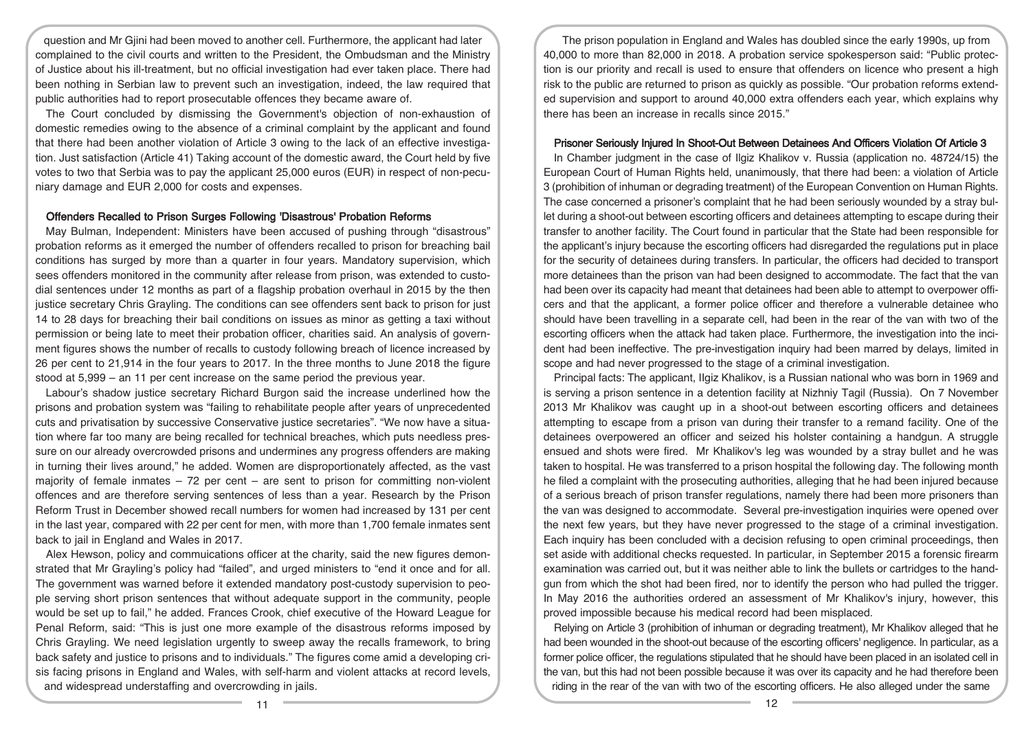question and Mr Gjini had been moved to another cell. Furthermore, the applicant had later complained to the civil courts and written to the President, the Ombudsman and the Ministry of Justice about his ill-treatment, but no official investigation had ever taken place. There had been nothing in Serbian law to prevent such an investigation, indeed, the law required that public authorities had to report prosecutable offences they became aware of.

The Court concluded by dismissing the Government's objection of non-exhaustion of domestic remedies owing to the absence of a criminal complaint by the applicant and found that there had been another violation of Article 3 owing to the lack of an effective investigation. Just satisfaction (Article 41) Taking account of the domestic award, the Court held by five votes to two that Serbia was to pay the applicant 25,000 euros (EUR) in respect of non-pecuniary damage and EUR 2,000 for costs and expenses.

### Offenders Recalled to Prison Surges Following 'Disastrous' Probation Reforms

May Bulman, Independent: Ministers have been accused of pushing through "disastrous" probation reforms as it emerged the number of offenders recalled to prison for breaching bail conditions has surged by more than a quarter in four years. Mandatory supervision, which sees offenders monitored in the community after release from prison, was extended to custodial sentences under 12 months as part of a flagship probation overhaul in 2015 by the then justice secretary Chris Grayling. The conditions can see offenders sent back to prison for just 14 to 28 days for breaching their bail conditions on issues as minor as getting a taxi without permission or being late to meet their probation officer, charities said. An analysis of government figures shows the number of recalls to custody following breach of licence increased by 26 per cent to 21,914 in the four years to 2017. In the three months to June 2018 the figure stood at 5,999 – an 11 per cent increase on the same period the previous year.

Labour's shadow justice secretary Richard Burgon said the increase underlined how the prisons and probation system was "failing to rehabilitate people after years of unprecedented cuts and privatisation by successive Conservative justice secretaries". "We now have a situation where far too many are being recalled for technical breaches, which puts needless pressure on our already overcrowded prisons and undermines any progress offenders are making in turning their lives around," he added. Women are disproportionately affected, as the vast majority of female inmates – 72 per cent – are sent to prison for committing non-violent offences and are therefore serving sentences of less than a year. Research by the Prison Reform Trust in December showed recall numbers for women had increased by 131 per cent in the last year, compared with 22 per cent for men, with more than 1,700 female inmates sent back to jail in England and Wales in 2017.

Alex Hewson, policy and commuications officer at the charity, said the new figures demonstrated that Mr Grayling's policy had "failed", and urged ministers to "end it once and for all. The government was warned before it extended mandatory post-custody supervision to people serving short prison sentences that without adequate support in the community, people would be set up to fail," he added. Frances Crook, chief executive of the Howard League for Penal Reform, said: "This is just one more example of the disastrous reforms imposed by Chris Grayling. We need legislation urgently to sweep away the recalls framework, to bring back safety and justice to prisons and to individuals." The figures come amid a developing crisis facing prisons in England and Wales, with self-harm and violent attacks at record levels, and widespread understaffing and overcrowding in jails.

The prison population in England and Wales has doubled since the early 1990s, up from 40,000 to more than 82,000 in 2018. A probation service spokesperson said: "Public protection is our priority and recall is used to ensure that offenders on licence who present a high risk to the public are returned to prison as quickly as possible. "Our probation reforms extended supervision and support to around 40,000 extra offenders each year, which explains why there has been an increase in recalls since 2015."

### Prisoner Seriously Injured In Shoot-Out Between Detainees And Officers Violation Of Article 3

In Chamber judgment in the case of Ilgiz Khalikov v. Russia (application no. 48724/15) the European Court of Human Rights held, unanimously, that there had been: a violation of Article 3 (prohibition of inhuman or degrading treatment) of the European Convention on Human Rights. The case concerned a prisoner's complaint that he had been seriously wounded by a stray bullet during a shoot-out between escorting officers and detainees attempting to escape during their transfer to another facility. The Court found in particular that the State had been responsible for the applicant's injury because the escorting officers had disregarded the regulations put in place for the security of detainees during transfers. In particular, the officers had decided to transport more detainees than the prison van had been designed to accommodate. The fact that the van had been over its capacity had meant that detainees had been able to attempt to overpower officers and that the applicant, a former police officer and therefore a vulnerable detainee who should have been travelling in a separate cell, had been in the rear of the van with two of the escorting officers when the attack had taken place. Furthermore, the investigation into the incident had been ineffective. The pre-investigation inquiry had been marred by delays, limited in scope and had never progressed to the stage of a criminal investigation.

Principal facts: The applicant, Ilgiz Khalikov, is a Russian national who was born in 1969 and is serving a prison sentence in a detention facility at Nizhniy Tagil (Russia). On 7 November 2013 Mr Khalikov was caught up in a shoot-out between escorting officers and detainees attempting to escape from a prison van during their transfer to a remand facility. One of the detainees overpowered an officer and seized his holster containing a handgun. A struggle ensued and shots were fired. Mr Khalikov's leg was wounded by a stray bullet and he was taken to hospital. He was transferred to a prison hospital the following day. The following month he filed a complaint with the prosecuting authorities, alleging that he had been injured because of a serious breach of prison transfer regulations, namely there had been more prisoners than the van was designed to accommodate. Several pre-investigation inquiries were opened over the next few years, but they have never progressed to the stage of a criminal investigation. Each inquiry has been concluded with a decision refusing to open criminal proceedings, then set aside with additional checks requested. In particular, in September 2015 a forensic firearm examination was carried out, but it was neither able to link the bullets or cartridges to the handgun from which the shot had been fired, nor to identify the person who had pulled the trigger. In May 2016 the authorities ordered an assessment of Mr Khalikov's injury, however, this proved impossible because his medical record had been misplaced.

Relying on Article 3 (prohibition of inhuman or degrading treatment), Mr Khalikov alleged that he had been wounded in the shoot-out because of the escorting officers' negligence. In particular, as a former police officer, the regulations stipulated that he should have been placed in an isolated cell in the van, but this had not been possible because it was over its capacity and he had therefore been riding in the rear of the van with two of the escorting officers. He also alleged under the same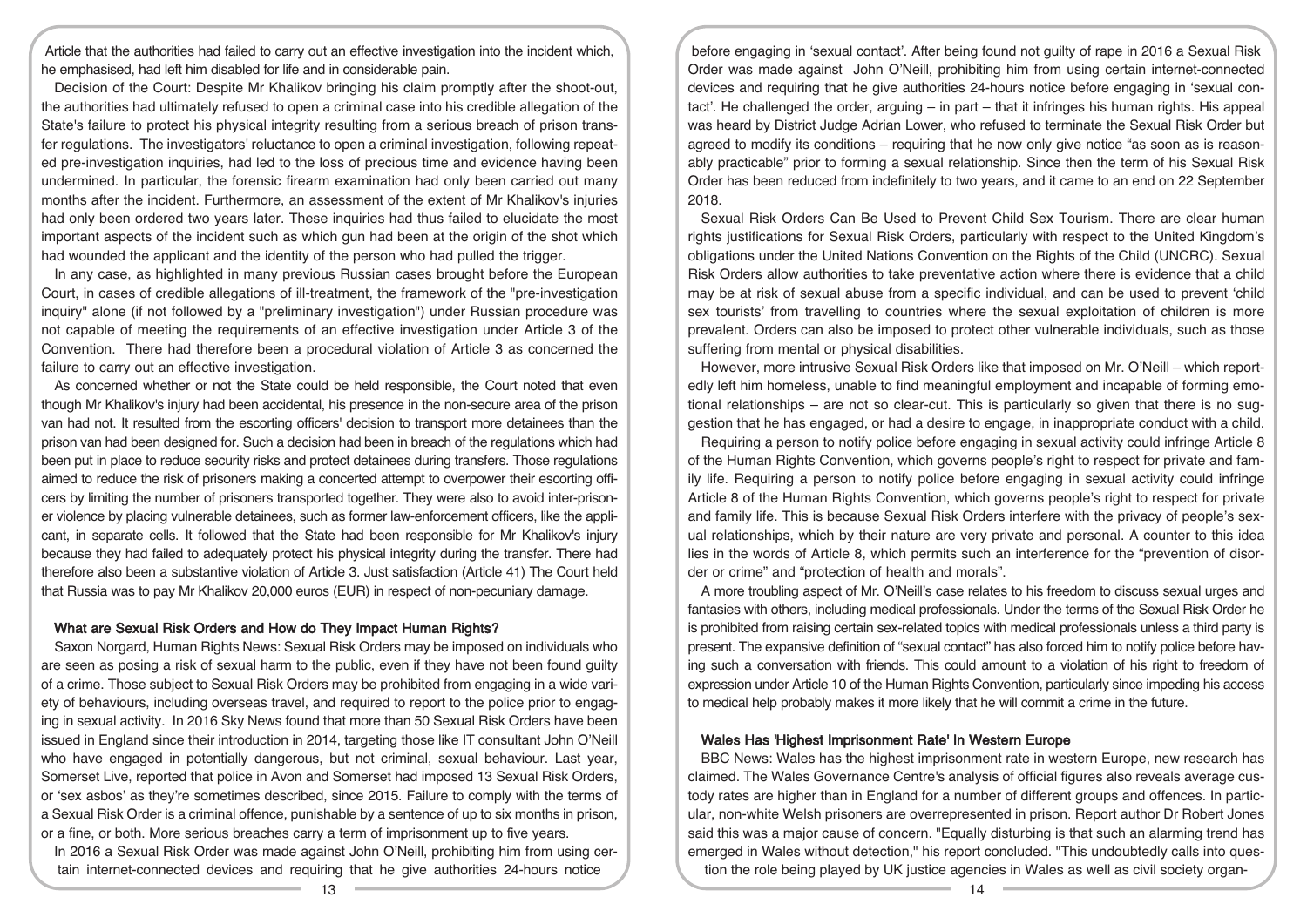Article that the authorities had failed to carry out an effective investigation into the incident which, he emphasised, had left him disabled for life and in considerable pain.

Decision of the Court: Despite Mr Khalikov bringing his claim promptly after the shoot-out, the authorities had ultimately refused to open a criminal case into his credible allegation of the State's failure to protect his physical integrity resulting from a serious breach of prison transfer regulations. The investigators' reluctance to open a criminal investigation, following repeated pre-investigation inquiries, had led to the loss of precious time and evidence having been undermined. In particular, the forensic firearm examination had only been carried out many months after the incident. Furthermore, an assessment of the extent of Mr Khalikov's injuries had only been ordered two years later. These inquiries had thus failed to elucidate the most important aspects of the incident such as which gun had been at the origin of the shot which had wounded the applicant and the identity of the person who had pulled the trigger.

In any case, as highlighted in many previous Russian cases brought before the European Court, in cases of credible allegations of ill-treatment, the framework of the "pre-investigation inquiry" alone (if not followed by a "preliminary investigation") under Russian procedure was not capable of meeting the requirements of an effective investigation under Article 3 of the Convention. There had therefore been a procedural violation of Article 3 as concerned the failure to carry out an effective investigation.

As concerned whether or not the State could be held responsible, the Court noted that even though Mr Khalikov's injury had been accidental, his presence in the non-secure area of the prison van had not. It resulted from the escorting officers' decision to transport more detainees than the prison van had been designed for. Such a decision had been in breach of the regulations which had been put in place to reduce security risks and protect detainees during transfers. Those regulations aimed to reduce the risk of prisoners making a concerted attempt to overpower their escorting officers by limiting the number of prisoners transported together. They were also to avoid inter-prisoner violence by placing vulnerable detainees, such as former law-enforcement officers, like the applicant, in separate cells. It followed that the State had been responsible for Mr Khalikov's injury because they had failed to adequately protect his physical integrity during the transfer. There had therefore also been a substantive violation of Article 3. Just satisfaction (Article 41) The Court held that Russia was to pay Mr Khalikov 20,000 euros (EUR) in respect of non-pecuniary damage.

### What are Sexual Risk Orders and How do They Impact Human Rights?

Saxon Norgard, Human Rights News: Sexual Risk Orders may be imposed on individuals who are seen as posing a risk of sexual harm to the public, even if they have not been found guilty of a crime. Those subject to Sexual Risk Orders may be prohibited from engaging in a wide variety of behaviours, including overseas travel, and required to report to the police prior to engaging in sexual activity. In 2016 Sky News found that more than 50 Sexual Risk Orders have been issued in England since their introduction in 2014, targeting those like IT consultant John O'Neill who have engaged in potentially dangerous, but not criminal, sexual behaviour. Last year, Somerset Live, reported that police in Avon and Somerset had imposed 13 Sexual Risk Orders, or 'sex asbos' as they're sometimes described, since 2015. Failure to comply with the terms of a Sexual Risk Order is a criminal offence, punishable by a sentence of up to six months in prison, or a fine, or both. More serious breaches carry a term of imprisonment up to five years.

In 2016 a Sexual Risk Order was made against John O'Neill, prohibiting him from using certain internet-connected devices and requiring that he give authorities 24-hours notice before engaging in 'sexual contact'. After being found not guilty of rape in 2016 a Sexual Risk Order was made against John O'Neill, prohibiting him from using certain internet-connected devices and requiring that he give authorities 24-hours notice before engaging in 'sexual contact'. He challenged the order, arguing – in part – that it infringes his human rights. His appeal was heard by District Judge Adrian Lower, who refused to terminate the Sexual Risk Order but agreed to modify its conditions – requiring that he now only give notice "as soon as is reasonably practicable" prior to forming a sexual relationship. Since then the term of his Sexual Risk Order has been reduced from indefinitely to two years, and it came to an end on 22 September 2018.

Sexual Risk Orders Can Be Used to Prevent Child Sex Tourism. There are clear human rights justifications for Sexual Risk Orders, particularly with respect to the United Kingdom's obligations under the United Nations Convention on the Rights of the Child (UNCRC). Sexual Risk Orders allow authorities to take preventative action where there is evidence that a child may be at risk of sexual abuse from a specific individual, and can be used to prevent 'child sex tourists' from travelling to countries where the sexual exploitation of children is more prevalent. Orders can also be imposed to protect other vulnerable individuals, such as those suffering from mental or physical disabilities.

However, more intrusive Sexual Risk Orders like that imposed on Mr. O'Neill – which reportedly left him homeless, unable to find meaningful employment and incapable of forming emotional relationships – are not so clear-cut. This is particularly so given that there is no suggestion that he has engaged, or had a desire to engage, in inappropriate conduct with a child.

Requiring a person to notify police before engaging in sexual activity could infringe Article 8 of the Human Rights Convention, which governs people's right to respect for private and family life. Requiring a person to notify police before engaging in sexual activity could infringe Article 8 of the Human Rights Convention, which governs people's right to respect for private and family life. This is because Sexual Risk Orders interfere with the privacy of people's sexual relationships, which by their nature are very private and personal. A counter to this idea lies in the words of Article 8, which permits such an interference for the "prevention of disorder or crime" and "protection of health and morals".

A more troubling aspect of Mr. O'Neill's case relates to his freedom to discuss sexual urges and fantasies with others, including medical professionals. Under the terms of the Sexual Risk Order he is prohibited from raising certain sex-related topics with medical professionals unless a third party is present. The expansive definition of "sexual contact" has also forced him to notify police before having such a conversation with friends. This could amount to a violation of his right to freedom of expression under Article 10 of the Human Rights Convention, particularly since impeding his access to medical help probably makes it more likely that he will commit a crime in the future.

### Wales Has 'Highest Imprisonment Rate' In Western Europe

BBC News: Wales has the highest imprisonment rate in western Europe, new research has claimed. The Wales Governance Centre's analysis of official figures also reveals average custody rates are higher than in England for a number of different groups and offences. In particular, non-white Welsh prisoners are overrepresented in prison. Report author Dr Robert Jones said this was a major cause of concern. "Equally disturbing is that such an alarming trend has emerged in Wales without detection," his report concluded. "This undoubtedly calls into question the role being played by UK justice agencies in Wales as well as civil society organ-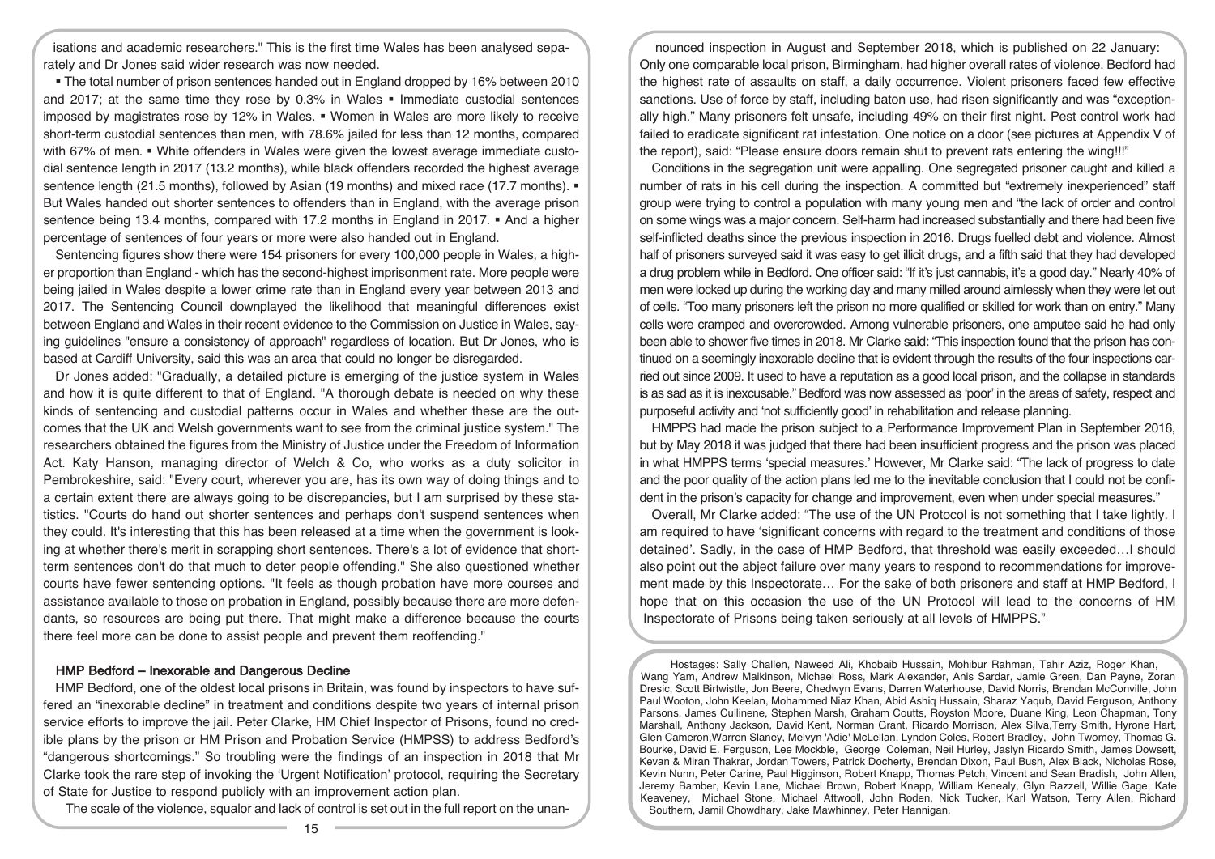isations and academic researchers." This is the first time Wales has been analysed separately and Dr Jones said wider research was now needed.

▪ The total number of prison sentences handed out in England dropped by 16% between 2010 and 2017; at the same time they rose by 0.3% in Wales ▪ Immediate custodial sentences imposed by magistrates rose by 12% in Wales. ▪ Women in Wales are more likely to receive short-term custodial sentences than men, with 78.6% jailed for less than 12 months, compared with 67% of men. ▪ White offenders in Wales were given the lowest average immediate custodial sentence length in 2017 (13.2 months), while black offenders recorded the highest average sentence length (21.5 months), followed by Asian (19 months) and mixed race (17.7 months). ▪ But Wales handed out shorter sentences to offenders than in England, with the average prison sentence being 13.4 months, compared with 17.2 months in England in 2017. ▪ And a higher percentage of sentences of four years or more were also handed out in England.

Sentencing figures show there were 154 prisoners for every 100,000 people in Wales, a higher proportion than England - which has the second-highest imprisonment rate. More people were being jailed in Wales despite a lower crime rate than in England every year between 2013 and 2017. The Sentencing Council downplayed the likelihood that meaningful differences exist between England and Wales in their recent evidence to the Commission on Justice in Wales, saying guidelines "ensure a consistency of approach" regardless of location. But Dr Jones, who is based at Cardiff University, said this was an area that could no longer be disregarded.

Dr Jones added: "Gradually, a detailed picture is emerging of the justice system in Wales and how it is quite different to that of England. "A thorough debate is needed on why these kinds of sentencing and custodial patterns occur in Wales and whether these are the outcomes that the UK and Welsh governments want to see from the criminal justice system." The researchers obtained the figures from the Ministry of Justice under the Freedom of Information Act. Katy Hanson, managing director of Welch & Co, who works as a duty solicitor in Pembrokeshire, said: "Every court, wherever you are, has its own way of doing things and to a certain extent there are always going to be discrepancies, but I am surprised by these statistics. "Courts do hand out shorter sentences and perhaps don't suspend sentences when they could. It's interesting that this has been released at a time when the government is looking at whether there's merit in scrapping short sentences. There's a lot of evidence that short-term sentences don't do that much to deter people offending." She also questioned whether courts have fewer sentencing options. "It feels as though probation have more courses and assistance available to those on probation in England, possibly because there are more defendants, so resources are being put there. That might make a difference because the courts there feel more can be done to assist people and prevent them reoffending."

## HMP Bedford – Inexorable and Dangerous Decline

HMP Bedford, one of the oldest local prisons in Britain, was found by inspectors to have suffered an "inexorable decline" in treatment and conditions despite two years of internal prison service efforts to improve the jail. Peter Clarke, HM Chief Inspector of Prisons, found no credible plans by the prison or HM Prison and Probation Service (HMPSS) to address Bedford's "dangerous shortcomings." So troubling were the findings of an inspection in 2018 that Mr Clarke took the rare step of invoking the 'Urgent Notification' protocol, requiring the Secretary of State for Justice to respond publicly with an improvement action plan.

The scale of the violence, squalor and lack of control is set out in the full report on the unannounced inspection in August and September 2018, which is published on 22 January: Only one comparable local prison, Birmingham, had higher overall rates of violence. Bedford had the highest rate of assaults on staff, a daily occurrence. Violent prisoners faced few effective sanctions. Use of force by staff, including baton use, had risen significantly and was "exceptionally high." Many prisoners felt unsafe, including 49% on their first night. Pest control work had failed to eradicate significant rat infestation. One notice on a door (see pictures at Appendix V of the report), said: "Please ensure doors remain shut to prevent rats entering the wing!!!"

Conditions in the segregation unit were appalling. One segregated prisoner caught and killed a number of rats in his cell during the inspection. A committed but "extremely inexperienced" staff group were trying to control a population with many young men and "the lack of order and control on some wings was a major concern. Self-harm had increased substantially and there had been five self-inflicted deaths since the previous inspection in 2016. Drugs fuelled debt and violence. Almost half of prisoners surveyed said it was easy to get illicit drugs, and a fifth said that they had developed a drug problem while in Bedford. One officer said: "If it's just cannabis, it's a good day." Nearly 40% of men were locked up during the working day and many milled around aimlessly when they were let out of cells. "Too many prisoners left the prison no more qualified or skilled for work than on entry." Many cells were cramped and overcrowded. Among vulnerable prisoners, one amputee said he had only been able to shower five times in 2018. Mr Clarke said: "This inspection found that the prison has continued on a seemingly inexorable decline that is evident through the results of the four inspections carried out since 2009. It used to have a reputation as a good local prison, and the collapse in standards is as sad as it is inexcusable." Bedford was now assessed as 'poor' in the areas of safety, respect and purposeful activity and 'not sufficiently good' in rehabilitation and release planning.

HMPPS had made the prison subject to a Performance Improvement Plan in September 2016, but by May 2018 it was judged that there had been insufficient progress and the prison was placed in what HMPPS terms 'special measures.' However, Mr Clarke said: "The lack of progress to date and the poor quality of the action plans led me to the inevitable conclusion that I could not be confident in the prison's capacity for change and improvement, even when under special measures."

Overall, Mr Clarke added: "The use of the UN Protocol is not something that I take lightly. I am required to have 'significant concerns with regard to the treatment and conditions of those detained'. Sadly, in the case of HMP Bedford, that threshold was easily exceeded…I should also point out the abject failure over many years to respond to recommendations for improvement made by this Inspectorate… For the sake of both prisoners and staff at HMP Bedford, I hope that on this occasion the use of the UN Protocol will lead to the concerns of HM Inspectorate of Prisons being taken seriously at all levels of HMPPS."

Hostages: Sally Challen, Naweed Ali, Khobaib Hussain, Mohibur Rahman, Tahir Aziz, Roger Khan, Wang Yam, Andrew Malkinson, Michael Ross, Mark Alexander, Anis Sardar, Jamie Green, Dan Payne, Zoran Dresic, Scott Birtwistle, Jon Beere, Chedwyn Evans, Darren Waterhouse, David Norris, Brendan McConville, John Paul Wooton, John Keelan, Mohammed Niaz Khan, Abid Ashiq Hussain, Sharaz Yaqub, David Ferguson, Anthony Parsons, James Cullinene, Stephen Marsh, Graham Coutts, Royston Moore, Duane King, Leon Chapman, Tony Marshall, Anthony Jackson, David Kent, Norman Grant, Ricardo Morrison, Alex Silva,Terry Smith, Hyrone Hart, Glen Cameron,Warren Slaney, Melvyn 'Adie' McLellan, Lyndon Coles, Robert Bradley, John Twomey, Thomas G. Bourke, David E. Ferguson, Lee Mockble, George Coleman, Neil Hurley, Jaslyn Ricardo Smith, James Dowsett, Kevan & Miran Thakrar, Jordan Towers, Patrick Docherty, Brendan Dixon, Paul Bush, Alex Black, Nicholas Rose, Kevin Nunn, Peter Carine, Paul Higginson, Robert Knapp, Thomas Petch, Vincent and Sean Bradish, John Allen, Jeremy Bamber, Kevin Lane, Michael Brown, Robert Knapp, William Kenealy, Glyn Razzell, Willie Gage, Kate Keaveney, Michael Stone, Michael Attwooll, John Roden, Nick Tucker, Karl Watson, Terry Allen, Richard Southern, Jamil Chowdhary, Jake Mawhinney, Peter Hannigan.